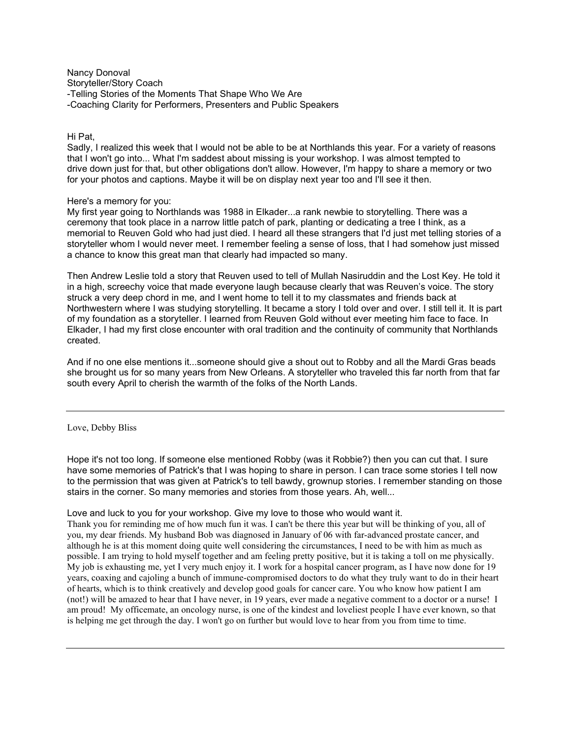Nancy Donoval
Storyteller/Story Coach
-Telling Stories of the Moments That Shape Who We Are
-Coaching Clarity for Performers, Presenters and Public Speakers

Hi Pat,
Sadly, I realized this week that I would not be able to be at Northlands this year. For a variety of reasons that I won't go into... What I'm saddest about missing is your workshop. I was almost tempted to drive down just for that, but other obligations don't allow. However, I'm happy to share a memory or two for your photos and captions. Maybe it will be on display next year too and I'll see it then.

Here's a memory for you:
My first year going to Northlands was 1988 in Elkader...a rank newbie to storytelling. There was a ceremony that took place in a narrow little patch of park, planting or dedicating a tree I think, as a memorial to Reuven Gold who had just died. I heard all these strangers that I'd just met telling stories of a storyteller whom I would never meet. I remember feeling a sense of loss, that I had somehow just missed a chance to know this great man that clearly had impacted so many.

Then Andrew Leslie told a story that Reuven used to tell of Mullah Nasiruddin and the Lost Key. He told it in a high, screechy voice that made everyone laugh because clearly that was Reuven's voice. The story struck a very deep chord in me, and I went home to tell it to my classmates and friends back at Northwestern where I was studying storytelling. It became a story I told over and over. I still tell it. It is part of my foundation as a storyteller. I learned from Reuven Gold without ever meeting him face to face. In Elkader, I had my first close encounter with oral tradition and the continuity of community that Northlands created.

And if no one else mentions it...someone should give a shout out to Robby and all the Mardi Gras beads she brought us for so many years from New Orleans. A storyteller who traveled this far north from that far south every April to cherish the warmth of the folks of the North Lands.

---

Love, Debby Bliss

Hope it's not too long. If someone else mentioned Robby (was it Robbie?) then you can cut that. I sure have some memories of Patrick's that I was hoping to share in person. I can trace some stories I tell now to the permission that was given at Patrick's to tell bawdy, grownup stories. I remember standing on those stairs in the corner. So many memories and stories from those years. Ah, well...

Love and luck to you for your workshop. Give my love to those who would want it.
Thank you for reminding me of how much fun it was. I can't be there this year but will be thinking of you, all of you, my dear friends. My husband Bob was diagnosed in January of 06 with far-advanced prostate cancer, and although he is at this moment doing quite well considering the circumstances, I need to be with him as much as possible. I am trying to hold myself together and am feeling pretty positive, but it is taking a toll on me physically. My job is exhausting me, yet I very much enjoy it. I work for a hospital cancer program, as I have now done for 19 years, coaxing and cajoling a bunch of immune-compromised doctors to do what they truly want to do in their heart of hearts, which is to think creatively and develop good goals for cancer care. You who know how patient I am (not!) will be amazed to hear that I have never, in 19 years, ever made a negative comment to a doctor or a nurse! I am proud! My officemate, an oncology nurse, is one of the kindest and loveliest people I have ever known, so that is helping me get through the day. I won't go on further but would love to hear from you from time to time.

---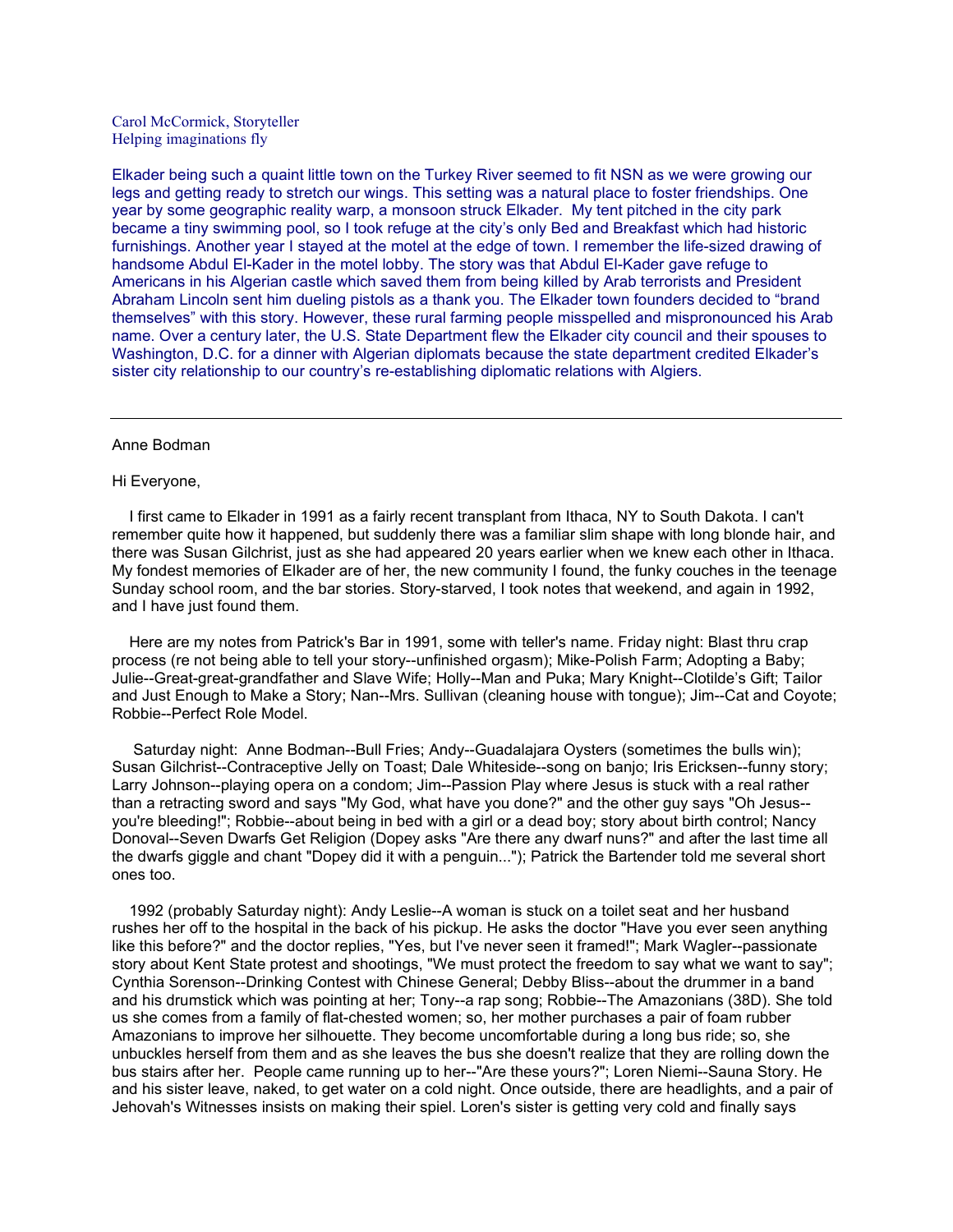Carol McCormick, Storyteller
Helping imaginations fly

Elkader being such a quaint little town on the Turkey River seemed to fit NSN as we were growing our legs and getting ready to stretch our wings. This setting was a natural place to foster friendships. One year by some geographic reality warp, a monsoon struck Elkader. My tent pitched in the city park became a tiny swimming pool, so I took refuge at the city's only Bed and Breakfast which had historic furnishings. Another year I stayed at the motel at the edge of town. I remember the life-sized drawing of handsome Abdul El-Kader in the motel lobby. The story was that Abdul El-Kader gave refuge to Americans in his Algerian castle which saved them from being killed by Arab terrorists and President Abraham Lincoln sent him dueling pistols as a thank you. The Elkader town founders decided to "brand themselves" with this story. However, these rural farming people misspelled and mispronounced his Arab name. Over a century later, the U.S. State Department flew the Elkader city council and their spouses to Washington, D.C. for a dinner with Algerian diplomats because the state department credited Elkader's sister city relationship to our country's re-establishing diplomatic relations with Algiers.

---

Anne Bodman

Hi Everyone,

I first came to Elkader in 1991 as a fairly recent transplant from Ithaca, NY to South Dakota. I can't remember quite how it happened, but suddenly there was a familiar slim shape with long blonde hair, and there was Susan Gilchrist, just as she had appeared 20 years earlier when we knew each other in Ithaca. My fondest memories of Elkader are of her, the new community I found, the funky couches in the teenage Sunday school room, and the bar stories. Story-starved, I took notes that weekend, and again in 1992, and I have just found them.

Here are my notes from Patrick's Bar in 1991, some with teller's name. Friday night: Blast thru crap process (re not being able to tell your story--unfinished orgasm); Mike-Polish Farm; Adopting a Baby; Julie--Great-great-grandfather and Slave Wife; Holly--Man and Puka; Mary Knight--Clotilde's Gift; Tailor and Just Enough to Make a Story; Nan--Mrs. Sullivan (cleaning house with tongue); Jim--Cat and Coyote; Robbie--Perfect Role Model.

Saturday night: Anne Bodman--Bull Fries; Andy--Guadalajara Oysters (sometimes the bulls win); Susan Gilchrist--Contraceptive Jelly on Toast; Dale Whiteside--song on banjo; Iris Ericksen--funny story; Larry Johnson--playing opera on a condom; Jim--Passion Play where Jesus is stuck with a real rather than a retracting sword and says "My God, what have you done?" and the other guy says "Oh Jesus--you're bleeding!"; Robbie--about being in bed with a girl or a dead boy; story about birth control; Nancy Donoval--Seven Dwarfs Get Religion (Dopey asks "Are there any dwarf nuns?" and after the last time all the dwarfs giggle and chant "Dopey did it with a penguin..."); Patrick the Bartender told me several short ones too.

1992 (probably Saturday night): Andy Leslie--A woman is stuck on a toilet seat and her husband rushes her off to the hospital in the back of his pickup. He asks the doctor "Have you ever seen anything like this before?" and the doctor replies, "Yes, but I've never seen it framed!"; Mark Wagler--passionate story about Kent State protest and shootings, "We must protect the freedom to say what we want to say"; Cynthia Sorenson--Drinking Contest with Chinese General; Debby Bliss--about the drummer in a band and his drumstick which was pointing at her; Tony--a rap song; Robbie--The Amazonians (38D). She told us she comes from a family of flat-chested women; so, her mother purchases a pair of foam rubber Amazonians to improve her silhouette. They become uncomfortable during a long bus ride; so, she unbuckles herself from them and as she leaves the bus she doesn't realize that they are rolling down the bus stairs after her. People came running up to her--"Are these yours?"; Loren Niemi--Sauna Story. He and his sister leave, naked, to get water on a cold night. Once outside, there are headlights, and a pair of Jehovah's Witnesses insists on making their spiel. Loren's sister is getting very cold and finally says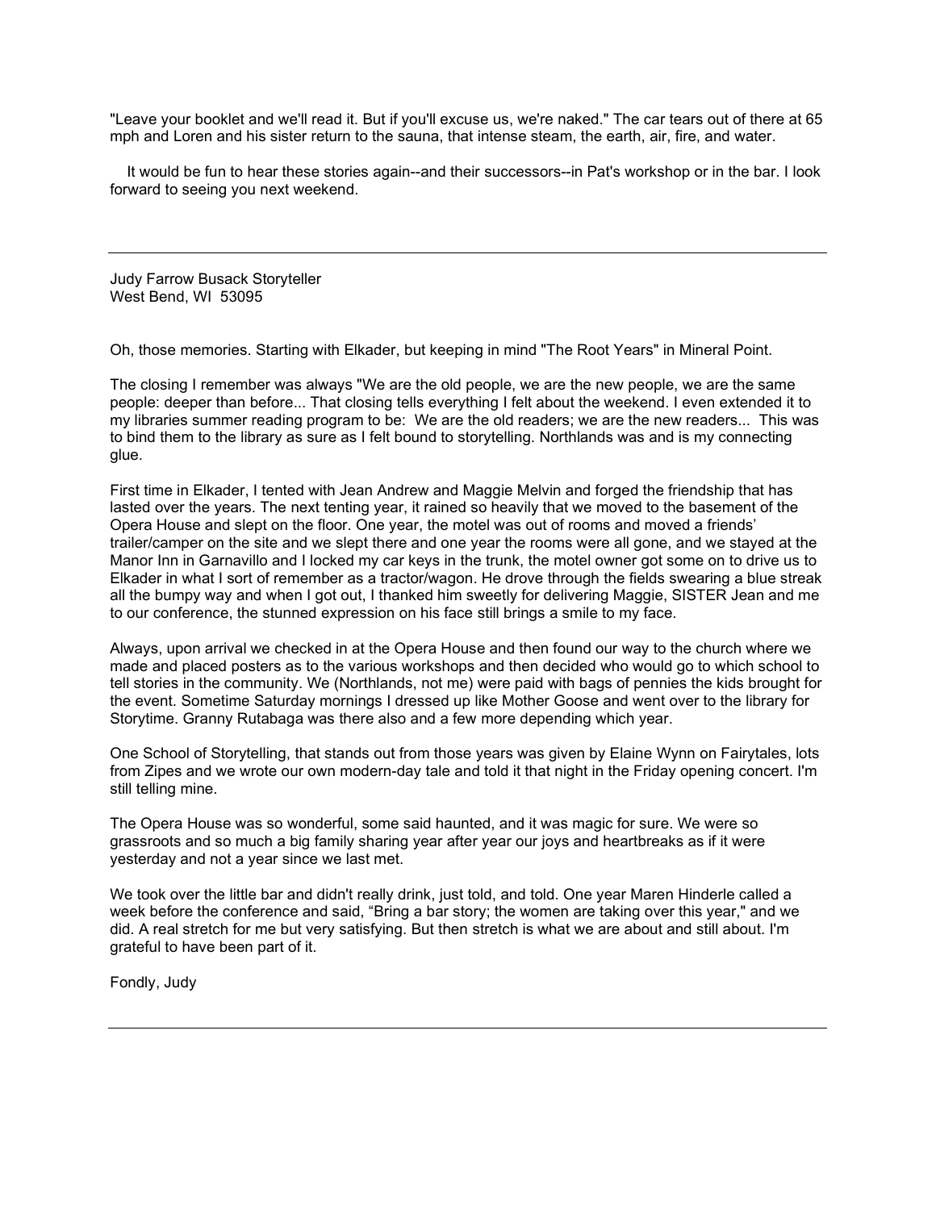"Leave your booklet and we'll read it. But if you'll excuse us, we're naked." The car tears out of there at 65 mph and Loren and his sister return to the sauna, that intense steam, the earth, air, fire, and water.

It would be fun to hear these stories again--and their successors--in Pat's workshop or in the bar. I look forward to seeing you next weekend.

---

Judy Farrow Busack Storyteller
West Bend, WI 53095

Oh, those memories. Starting with Elkader, but keeping in mind "The Root Years" in Mineral Point.

The closing I remember was always "We are the old people, we are the new people, we are the same people: deeper than before... That closing tells everything I felt about the weekend. I even extended it to my libraries summer reading program to be: We are the old readers; we are the new readers... This was to bind them to the library as sure as I felt bound to storytelling. Northlands was and is my connecting glue.

First time in Elkader, I tented with Jean Andrew and Maggie Melvin and forged the friendship that has lasted over the years. The next tenting year, it rained so heavily that we moved to the basement of the Opera House and slept on the floor. One year, the motel was out of rooms and moved a friends' trailer/camper on the site and we slept there and one year the rooms were all gone, and we stayed at the Manor Inn in Garnavillo and I locked my car keys in the trunk, the motel owner got some on to drive us to Elkader in what I sort of remember as a tractor/wagon. He drove through the fields swearing a blue streak all the bumpy way and when I got out, I thanked him sweetly for delivering Maggie, SISTER Jean and me to our conference, the stunned expression on his face still brings a smile to my face.

Always, upon arrival we checked in at the Opera House and then found our way to the church where we made and placed posters as to the various workshops and then decided who would go to which school to tell stories in the community. We (Northlands, not me) were paid with bags of pennies the kids brought for the event. Sometime Saturday mornings I dressed up like Mother Goose and went over to the library for Storytime. Granny Rutabaga was there also and a few more depending which year.

One School of Storytelling, that stands out from those years was given by Elaine Wynn on Fairytales, lots from Zipes and we wrote our own modern-day tale and told it that night in the Friday opening concert. I'm still telling mine.

The Opera House was so wonderful, some said haunted, and it was magic for sure. We were so grassroots and so much a big family sharing year after year our joys and heartbreaks as if it were yesterday and not a year since we last met.

We took over the little bar and didn't really drink, just told, and told. One year Maren Hinderle called a week before the conference and said, "Bring a bar story; the women are taking over this year," and we did. A real stretch for me but very satisfying. But then stretch is what we are about and still about. I'm grateful to have been part of it.

Fondly, Judy

---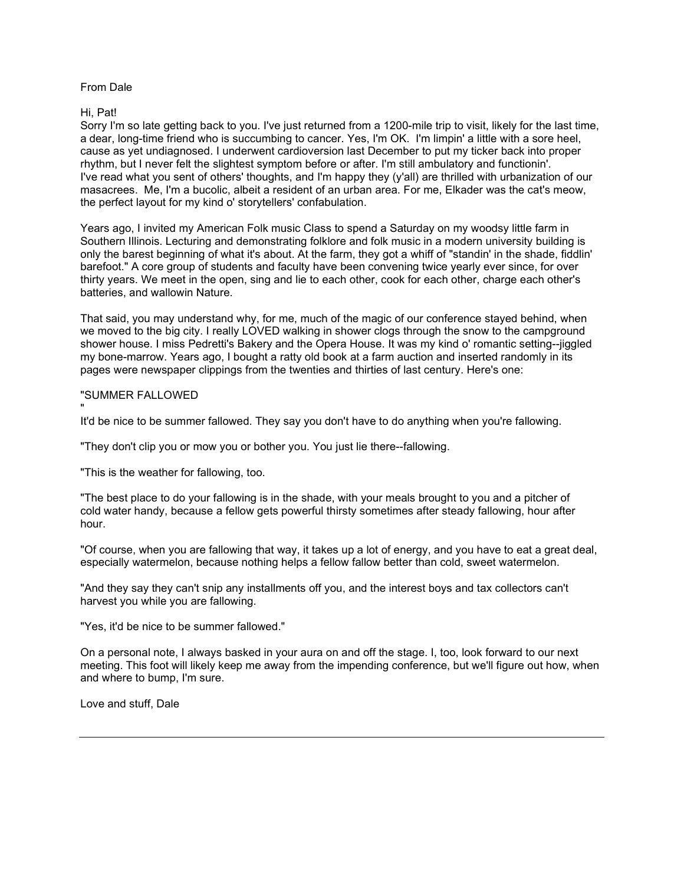From Dale

Hi, Pat!
Sorry I'm so late getting back to you. I've just returned from a 1200-mile trip to visit, likely for the last time, a dear, long-time friend who is succumbing to cancer. Yes, I'm OK. I'm limpin' a little with a sore heel, cause as yet undiagnosed. I underwent cardioversion last December to put my ticker back into proper rhythm, but I never felt the slightest symptom before or after. I'm still ambulatory and functionin'.
I've read what you sent of others' thoughts, and I'm happy they (y'all) are thrilled with urbanization of our masacrees. Me, I'm a bucolic, albeit a resident of an urban area. For me, Elkader was the cat's meow, the perfect layout for my kind o' storytellers' confabulation.

Years ago, I invited my American Folk music Class to spend a Saturday on my woodsy little farm in Southern Illinois. Lecturing and demonstrating folklore and folk music in a modern university building is only the barest beginning of what it's about. At the farm, they got a whiff of "standin' in the shade, fiddlin' barefoot." A core group of students and faculty have been convening twice yearly ever since, for over thirty years. We meet in the open, sing and lie to each other, cook for each other, charge each other's batteries, and wallowin Nature.

That said, you may understand why, for me, much of the magic of our conference stayed behind, when we moved to the big city. I really LOVED walking in shower clogs through the snow to the campground shower house. I miss Pedretti's Bakery and the Opera House. It was my kind o' romantic setting--jiggled my bone-marrow. Years ago, I bought a ratty old book at a farm auction and inserted randomly in its pages were newspaper clippings from the twenties and thirties of last century. Here's one:

"SUMMER FALLOWED
"
It'd be nice to be summer fallowed. They say you don't have to do anything when you're fallowing.

"They don't clip you or mow you or bother you. You just lie there--fallowing.

"This is the weather for fallowing, too.

"The best place to do your fallowing is in the shade, with your meals brought to you and a pitcher of cold water handy, because a fellow gets powerful thirsty sometimes after steady fallowing, hour after hour.

"Of course, when you are fallowing that way, it takes up a lot of energy, and you have to eat a great deal, especially watermelon, because nothing helps a fellow fallow better than cold, sweet watermelon.

"And they say they can't snip any installments off you, and the interest boys and tax collectors can't harvest you while you are fallowing.

"Yes, it'd be nice to be summer fallowed."

On a personal note, I always basked in your aura on and off the stage. I, too, look forward to our next meeting. This foot will likely keep me away from the impending conference, but we'll figure out how, when and where to bump, I'm sure.

Love and stuff, Dale

---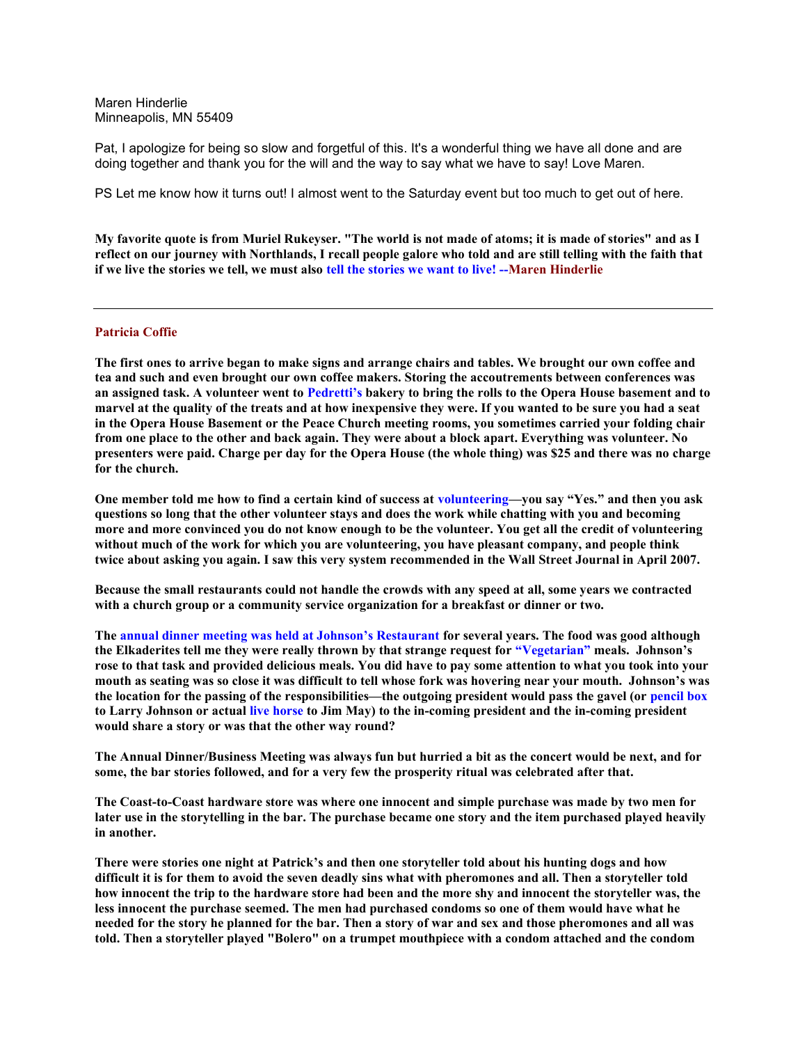Maren Hinderlie
Minneapolis, MN 55409

Pat, I apologize for being so slow and forgetful of this. It's a wonderful thing we have all done and are doing together and thank you for the will and the way to say what we have to say! Love Maren.

PS Let me know how it turns out! I almost went to the Saturday event but too much to get out of here.

**My favorite quote is from Muriel Rukeyser. "The world is not made of atoms; it is made of stories" and as I reflect on our journey with Northlands, I recall people galore who told and are still telling with the faith that if we live the stories we tell, we must also tell the stories we want to live! --Maren Hinderlie**

---

**Patricia Coffie**

**The first ones to arrive began to make signs and arrange chairs and tables. We brought our own coffee and tea and such and even brought our own coffee makers. Storing the accoutrements between conferences was an assigned task. A volunteer went to Pedretti's bakery to bring the rolls to the Opera House basement and to marvel at the quality of the treats and at how inexpensive they were. If you wanted to be sure you had a seat in the Opera House Basement or the Peace Church meeting rooms, you sometimes carried your folding chair from one place to the other and back again. They were about a block apart. Everything was volunteer. No presenters were paid. Charge per day for the Opera House (the whole thing) was $25 and there was no charge for the church.**

**One member told me how to find a certain kind of success at volunteering—you say "Yes." and then you ask questions so long that the other volunteer stays and does the work while chatting with you and becoming more and more convinced you do not know enough to be the volunteer. You get all the credit of volunteering without much of the work for which you are volunteering, you have pleasant company, and people think twice about asking you again. I saw this very system recommended in the Wall Street Journal in April 2007.**

**Because the small restaurants could not handle the crowds with any speed at all, some years we contracted with a church group or a community service organization for a breakfast or dinner or two.**

**The annual dinner meeting was held at Johnson's Restaurant for several years. The food was good although the Elkaderites tell me they were really thrown by that strange request for "Vegetarian" meals. Johnson's rose to that task and provided delicious meals. You did have to pay some attention to what you took into your mouth as seating was so close it was difficult to tell whose fork was hovering near your mouth. Johnson's was the location for the passing of the responsibilities—the outgoing president would pass the gavel (or pencil box to Larry Johnson or actual live horse to Jim May) to the in-coming president and the in-coming president would share a story or was that the other way round?**

**The Annual Dinner/Business Meeting was always fun but hurried a bit as the concert would be next, and for some, the bar stories followed, and for a very few the prosperity ritual was celebrated after that.**

**The Coast-to-Coast hardware store was where one innocent and simple purchase was made by two men for later use in the storytelling in the bar. The purchase became one story and the item purchased played heavily in another.**

**There were stories one night at Patrick's and then one storyteller told about his hunting dogs and how difficult it is for them to avoid the seven deadly sins what with pheromones and all. Then a storyteller told how innocent the trip to the hardware store had been and the more shy and innocent the storyteller was, the less innocent the purchase seemed. The men had purchased condoms so one of them would have what he needed for the story he planned for the bar. Then a story of war and sex and those pheromones and all was told. Then a storyteller played "Bolero" on a trumpet mouthpiece with a condom attached and the condom**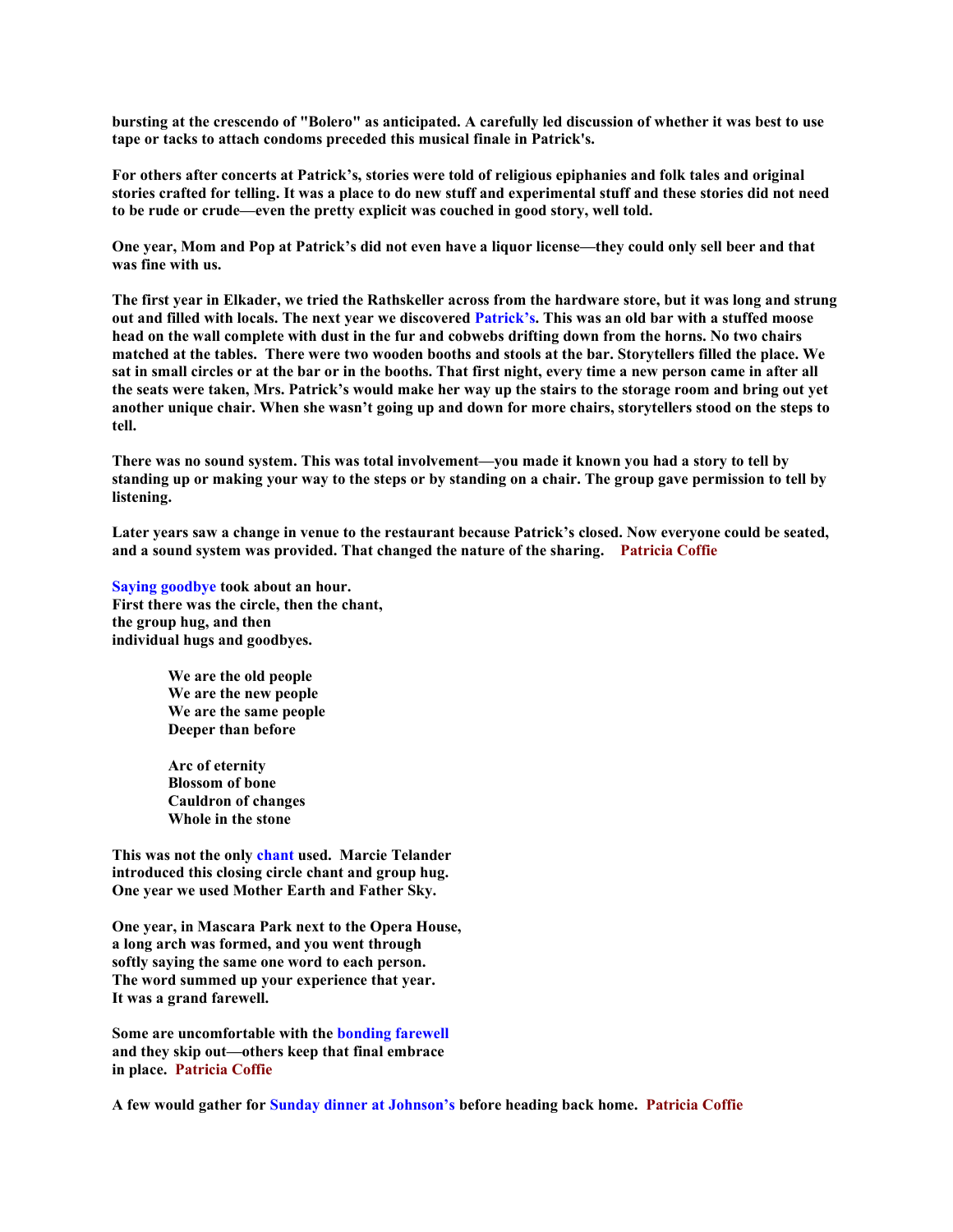**bursting at the crescendo of "Bolero" as anticipated. A carefully led discussion of whether it was best to use tape or tacks to attach condoms preceded this musical finale in Patrick's.**

**For others after concerts at Patrick's, stories were told of religious epiphanies and folk tales and original stories crafted for telling. It was a place to do new stuff and experimental stuff and these stories did not need to be rude or crude—even the pretty explicit was couched in good story, well told.**

**One year, Mom and Pop at Patrick's did not even have a liquor license—they could only sell beer and that was fine with us.**

**The first year in Elkader, we tried the Rathskeller across from the hardware store, but it was long and strung out and filled with locals. The next year we discovered Patrick's. This was an old bar with a stuffed moose head on the wall complete with dust in the fur and cobwebs drifting down from the horns. No two chairs matched at the tables. There were two wooden booths and stools at the bar. Storytellers filled the place. We sat in small circles or at the bar or in the booths. That first night, every time a new person came in after all the seats were taken, Mrs. Patrick's would make her way up the stairs to the storage room and bring out yet another unique chair. When she wasn't going up and down for more chairs, storytellers stood on the steps to tell.**

**There was no sound system. This was total involvement—you made it known you had a story to tell by standing up or making your way to the steps or by standing on a chair. The group gave permission to tell by listening.**

**Later years saw a change in venue to the restaurant because Patrick's closed. Now everyone could be seated, and a sound system was provided. That changed the nature of the sharing. Patricia Coffie**

**Saying goodbye took about an hour.**
**First there was the circle, then the chant,**
**the group hug, and then**
**individual hugs and goodbyes.**

> **We are the old people**
> **We are the new people**
> **We are the same people**
> **Deeper than before**
>
> **Arc of eternity**
> **Blossom of bone**
> **Cauldron of changes**
> **Whole in the stone**

**This was not the only chant used. Marcie Telander**
**introduced this closing circle chant and group hug.**
**One year we used Mother Earth and Father Sky.**

**One year, in Mascara Park next to the Opera House,**
**a long arch was formed, and you went through**
**softly saying the same one word to each person.**
**The word summed up your experience that year.**
**It was a grand farewell.**

**Some are uncomfortable with the bonding farewell**
**and they skip out—others keep that final embrace**
**in place. Patricia Coffie**

**A few would gather for Sunday dinner at Johnson's before heading back home. Patricia Coffie**